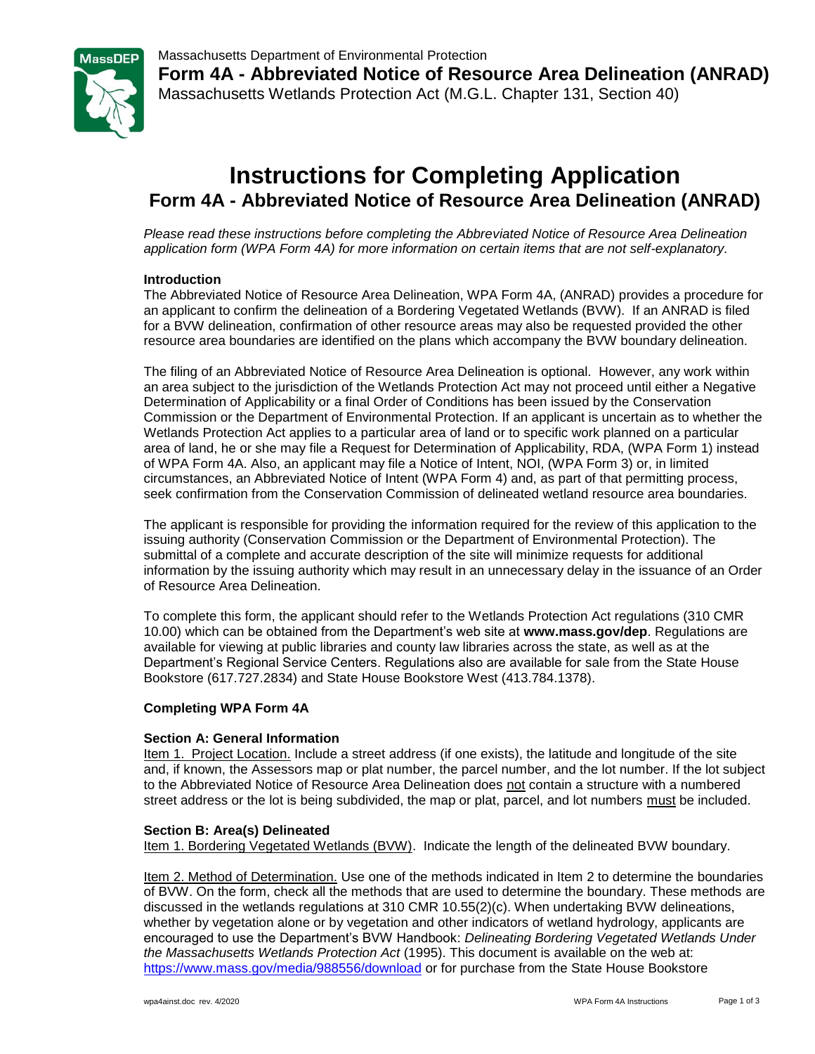Massachusetts Department of Environmental Protection

**Form 4A - Abbreviated Notice of Resource Area Delineation (ANRAD)**

Massachusetts Wetlands Protection Act (M.G.L. Chapter 131, Section 40)

# Instructions for Completing Application

## Form 4A - Abbreviated Notice of Resource Area Delineation (ANRAD)

*Please read these instructions before completing the Abbreviated Notice of Resource Area Delineation application form (WPA Form 4A) for more information on certain items that are not self-explanatory.*

### Introduction

The Abbreviated Notice of Resource Area Delineation, WPA Form 4A, (ANRAD) provides a procedure for an applicant to confirm the delineation of a Bordering Vegetated Wetlands (BVW). If an ANRAD is filed for a BVW delineation, confirmation of other resource areas may also be requested provided the other resource area boundaries are identified on the plans which accompany the BVW boundary delineation.

The filing of an Abbreviated Notice of Resource Area Delineation is optional. However, any work within an area subject to the jurisdiction of the Wetlands Protection Act may not proceed until either a Negative Determination of Applicability or a final Order of Conditions has been issued by the Conservation Commission or the Department of Environmental Protection. If an applicant is uncertain as to whether the Wetlands Protection Act applies to a particular area of land or to specific work planned on a particular area of land, he or she may file a Request for Determination of Applicability, RDA, (WPA Form 1) instead of WPA Form 4A. Also, an applicant may file a Notice of Intent, NOI, (WPA Form 3) or, in limited circumstances, an Abbreviated Notice of Intent (WPA Form 4) and, as part of that permitting process, seek confirmation from the Conservation Commission of delineated wetland resource area boundaries.

The applicant is responsible for providing the information required for the review of this application to the issuing authority (Conservation Commission or the Department of Environmental Protection). The submittal of a complete and accurate description of the site will minimize requests for additional information by the issuing authority which may result in an unnecessary delay in the issuance of an Order of Resource Area Delineation.

To complete this form, the applicant should refer to the Wetlands Protection Act regulations (310 CMR 10.00) which can be obtained from the Department's web site at **www.mass.gov/dep**. Regulations are available for viewing at public libraries and county law libraries across the state, as well as at the Department's Regional Service Centers. Regulations also are available for sale from the State House Bookstore (617.727.2834) and State House Bookstore West (413.784.1378).

### Completing WPA Form 4A

#### Section A: General Information

Item 1. Project Location. Include a street address (if one exists), the latitude and longitude of the site and, if known, the Assessors map or plat number, the parcel number, and the lot number. If the lot subject to the Abbreviated Notice of Resource Area Delineation does not contain a structure with a numbered street address or the lot is being subdivided, the map or plat, parcel, and lot numbers must be included.

#### Section B: Area(s) Delineated

Item 1. Bordering Vegetated Wetlands (BVW). Indicate the length of the delineated BVW boundary.

Item 2. Method of Determination. Use one of the methods indicated in Item 2 to determine the boundaries of BVW. On the form, check all the methods that are used to determine the boundary. These methods are discussed in the wetlands regulations at 310 CMR 10.55(2)(c). When undertaking BVW delineations, whether by vegetation alone or by vegetation and other indicators of wetland hydrology, applicants are encouraged to use the Department's BVW Handbook: *Delineating Bordering Vegetated Wetlands Under the Massachusetts Wetlands Protection Act* (1995). This document is available on the web at: https://www.mass.gov/media/988556/download or for purchase from the State House Bookstore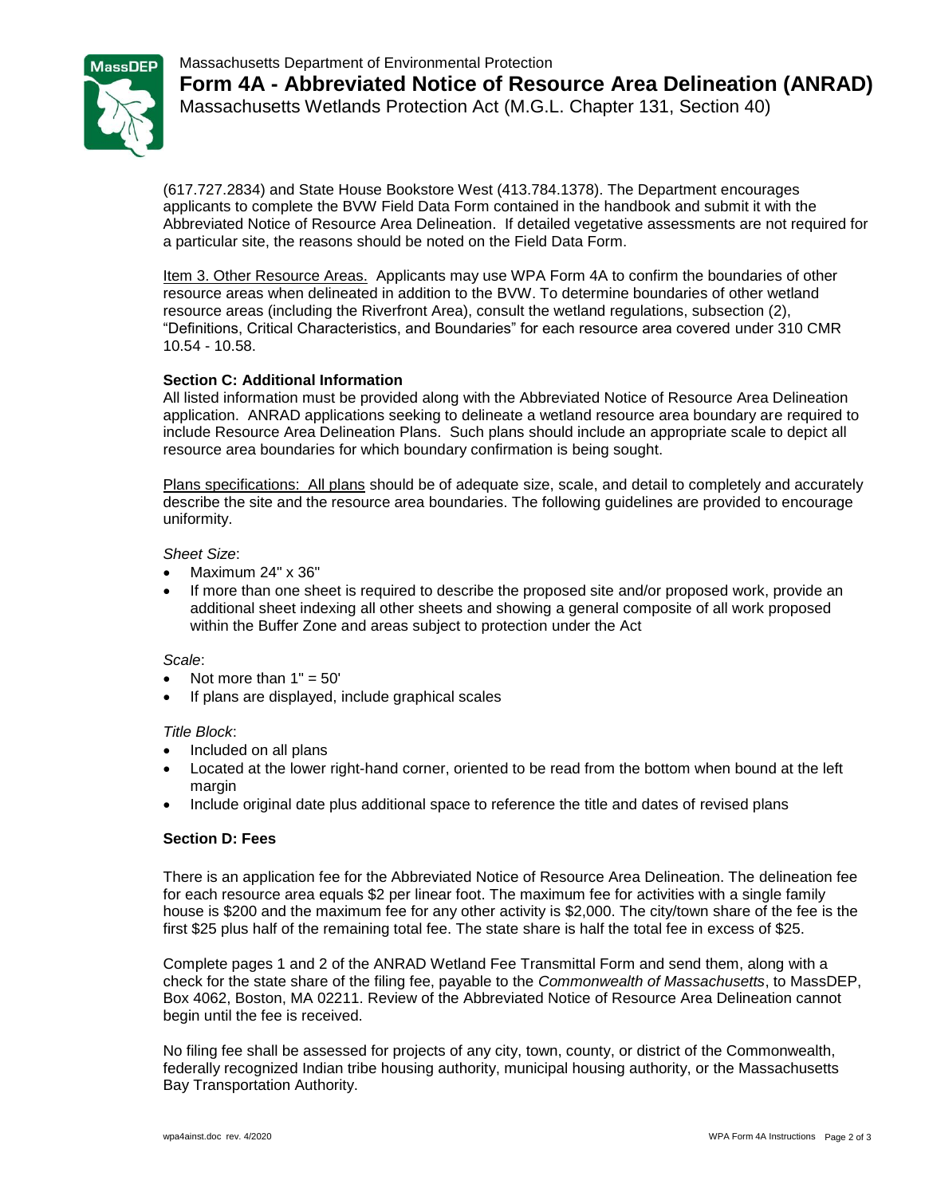(617.727.2834) and State House Bookstore West (413.784.1378). The Department encourages applicants to complete the BVW Field Data Form contained in the handbook and submit it with the Abbreviated Notice of Resource Area Delineation. If detailed vegetative assessments are not required for a particular site, the reasons should be noted on the Field Data Form.

Item 3. Other Resource Areas. Applicants may use WPA Form 4A to confirm the boundaries of other resource areas when delineated in addition to the BVW. To determine boundaries of other wetland resource areas (including the Riverfront Area), consult the wetland regulations, subsection (2), "Definitions, Critical Characteristics, and Boundaries" for each resource area covered under 310 CMR 10.54 - 10.58.

**Section C: Additional Information**

All listed information must be provided along with the Abbreviated Notice of Resource Area Delineation application. ANRAD applications seeking to delineate a wetland resource area boundary are required to include Resource Area Delineation Plans. Such plans should include an appropriate scale to depict all resource area boundaries for which boundary confirmation is being sought.

Plans specifications: All plans should be of adequate size, scale, and detail to completely and accurately describe the site and the resource area boundaries. The following guidelines are provided to encourage uniformity.

*Sheet Size*:

- Maximum 24" x 36"
- If more than one sheet is required to describe the proposed site and/or proposed work, provide an additional sheet indexing all other sheets and showing a general composite of all work proposed within the Buffer Zone and areas subject to protection under the Act

*Scale*:

- Not more than 1" = 50'
- If plans are displayed, include graphical scales

*Title Block*:

- Included on all plans
- Located at the lower right-hand corner, oriented to be read from the bottom when bound at the left margin
- Include original date plus additional space to reference the title and dates of revised plans

**Section D: Fees**

There is an application fee for the Abbreviated Notice of Resource Area Delineation. The delineation fee for each resource area equals $2 per linear foot. The maximum fee for activities with a single family house is $200 and the maximum fee for any other activity is $2,000. The city/town share of the fee is the first $25 plus half of the remaining total fee. The state share is half the total fee in excess of $25.

Complete pages 1 and 2 of the ANRAD Wetland Fee Transmittal Form and send them, along with a check for the state share of the filing fee, payable to the *Commonwealth of Massachusetts*, to MassDEP, Box 4062, Boston, MA 02211. Review of the Abbreviated Notice of Resource Area Delineation cannot begin until the fee is received.

No filing fee shall be assessed for projects of any city, town, county, or district of the Commonwealth, federally recognized Indian tribe housing authority, municipal housing authority, or the Massachusetts Bay Transportation Authority.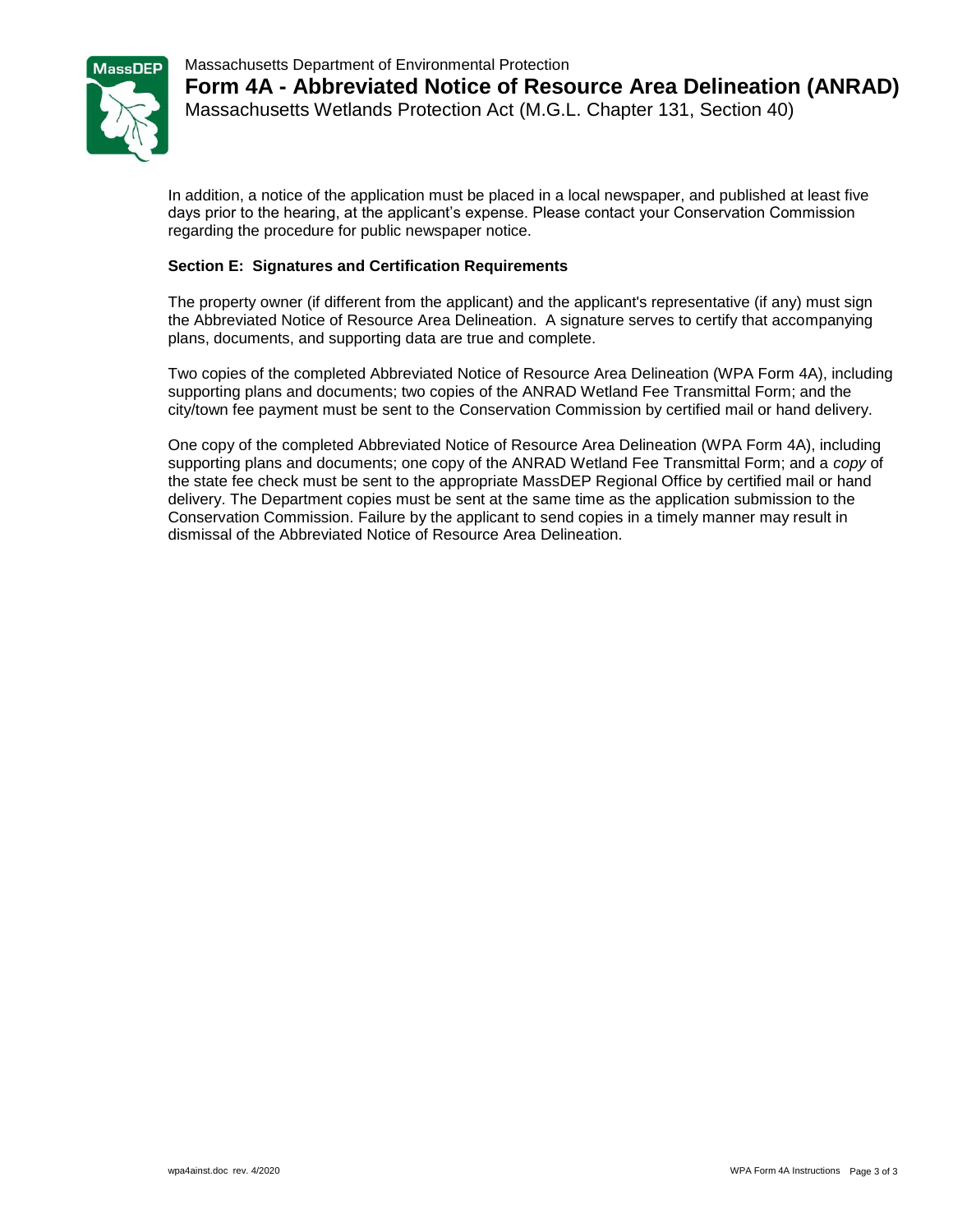In addition, a notice of the application must be placed in a local newspaper, and published at least five days prior to the hearing, at the applicant's expense. Please contact your Conservation Commission regarding the procedure for public newspaper notice.

**Section E: Signatures and Certification Requirements**

The property owner (if different from the applicant) and the applicant's representative (if any) must sign the Abbreviated Notice of Resource Area Delineation. A signature serves to certify that accompanying plans, documents, and supporting data are true and complete.

Two copies of the completed Abbreviated Notice of Resource Area Delineation (WPA Form 4A), including supporting plans and documents; two copies of the ANRAD Wetland Fee Transmittal Form; and the city/town fee payment must be sent to the Conservation Commission by certified mail or hand delivery.

One copy of the completed Abbreviated Notice of Resource Area Delineation (WPA Form 4A), including supporting plans and documents; one copy of the ANRAD Wetland Fee Transmittal Form; and a *copy* of the state fee check must be sent to the appropriate MassDEP Regional Office by certified mail or hand delivery. The Department copies must be sent at the same time as the application submission to the Conservation Commission. Failure by the applicant to send copies in a timely manner may result in dismissal of the Abbreviated Notice of Resource Area Delineation.